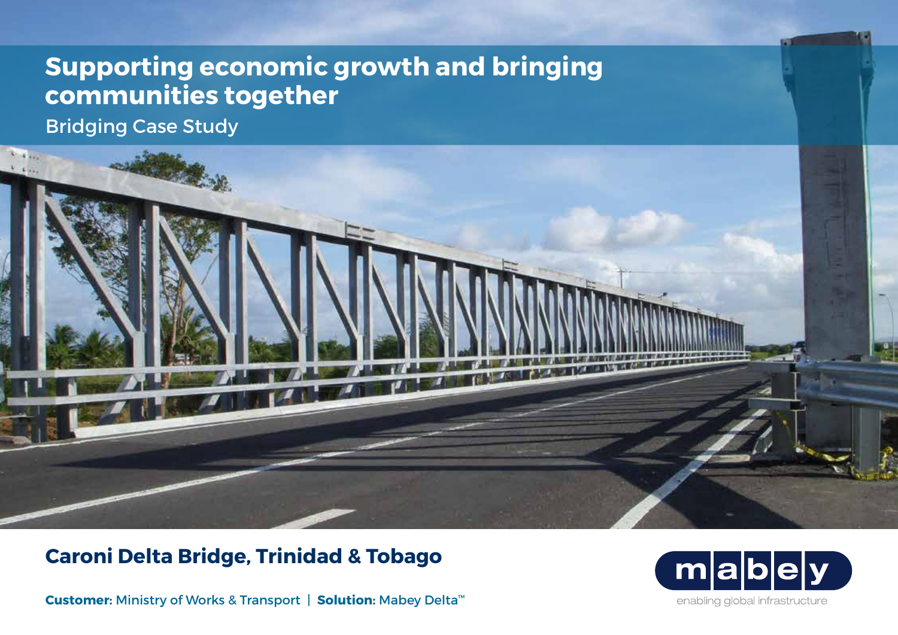# Supporting economic growth and bringing communities together

Bridging Case Study

## Caroni Delta Bridge, Trinidad & Tobago

**Customer:** Ministry of Works & Transport | **Solution:** Mabey Delta™

mabey

enabling global infrastructure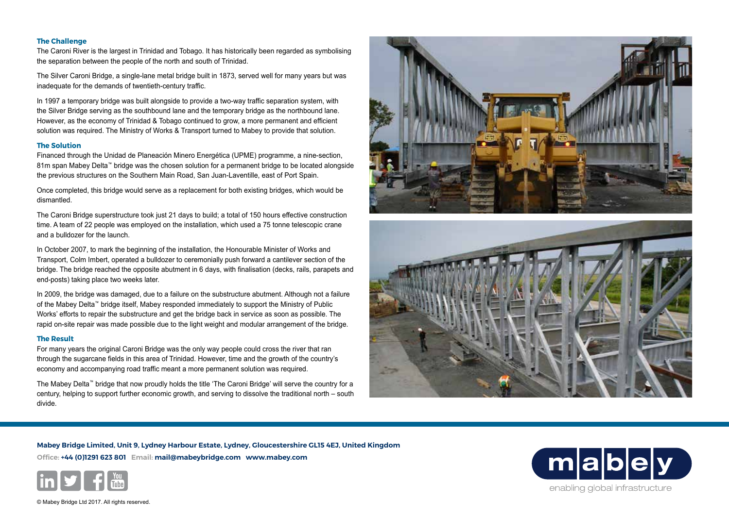## The Challenge

The Caroni River is the largest in Trinidad and Tobago. It has historically been regarded as symbolising the separation between the people of the north and south of Trinidad.

The Silver Caroni Bridge, a single-lane metal bridge built in 1873, served well for many years but was inadequate for the demands of twentieth-century traffic.

In 1997 a temporary bridge was built alongside to provide a two-way traffic separation system, with the Silver Bridge serving as the southbound lane and the temporary bridge as the northbound lane. However, as the economy of Trinidad & Tobago continued to grow, a more permanent and efficient solution was required. The Ministry of Works & Transport turned to Mabey to provide that solution.

## The Solution

Financed through the Unidad de Planeación Minero Energética (UPME) programme, a nine-section, 81m span Mabey Delta™ bridge was the chosen solution for a permanent bridge to be located alongside the previous structures on the Southern Main Road, San Juan-Laventille, east of Port Spain.

Once completed, this bridge would serve as a replacement for both existing bridges, which would be dismantled.

The Caroni Bridge superstructure took just 21 days to build; a total of 150 hours effective construction time. A team of 22 people was employed on the installation, which used a 75 tonne telescopic crane and a bulldozer for the launch.

In October 2007, to mark the beginning of the installation, the Honourable Minister of Works and Transport, Colm Imbert, operated a bulldozer to ceremonially push forward a cantilever section of the bridge. The bridge reached the opposite abutment in 6 days, with finalisation (decks, rails, parapets and end-posts) taking place two weeks later.

In 2009, the bridge was damaged, due to a failure on the substructure abutment. Although not a failure of the Mabey Delta™ bridge itself, Mabey responded immediately to support the Ministry of Public Works' efforts to repair the substructure and get the bridge back in service as soon as possible. The rapid on-site repair was made possible due to the light weight and modular arrangement of the bridge.

## The Result

For many years the original Caroni Bridge was the only way people could cross the river that ran through the sugarcane fields in this area of Trinidad. However, time and the growth of the country's economy and accompanying road traffic meant a more permanent solution was required.

The Mabey Delta™ bridge that now proudly holds the title 'The Caroni Bridge' will serve the country for a century, helping to support further economic growth, and serving to dissolve the traditional north – south divide.

**Mabey Bridge Limited, Unit 9, Lydney Harbour Estate, Lydney, Gloucestershire GL15 4EJ, United Kingdom**

Office: **+44 (0)1291 623 801** Email: **mail@mabeybridge.com** **www.mabey.com**

mabey
enabling global infrastructure

© Mabey Bridge Ltd 2017. All rights reserved.